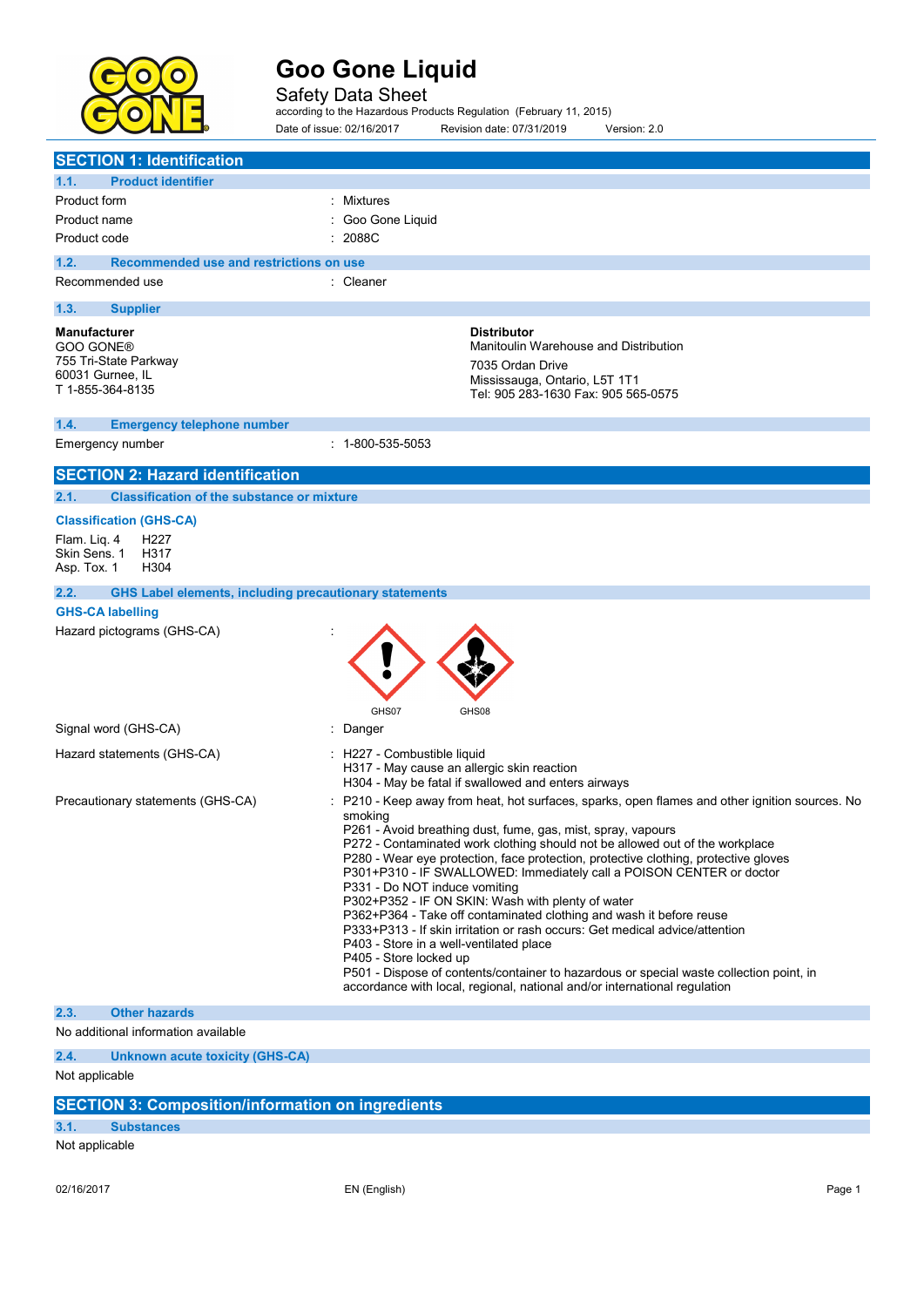# Goo Gone Liquid

## Safety Data Sheet

according to the Hazardous Products Regulation (February 11, 2015)

Date of issue: 02/16/2017 Revision date: 07/31/2019 Version: 2.0

## SECTION 1: Identification

### 1.1. Product identifier

| | |
|---|---|
| Product form | : Mixtures |
| Product name | : Goo Gone Liquid |
| Product code | : 2088C |

### 1.2. Recommended use and restrictions on use

| | |
|---|---|
| Recommended use | : Cleaner |

### 1.3. Supplier

**Manufacturer**
GOO GONE®
755 Tri-State Parkway
60031 Gurnee, IL
T 1-855-364-8135

**Distributor**
Manitoulin Warehouse and Distribution
7035 Ordan Drive
Mississauga, Ontario, L5T 1T1
Tel: 905 283-1630 Fax: 905 565-0575

### 1.4. Emergency telephone number

| | |
|---|---|
| Emergency number | : 1-800-535-5053 |

## SECTION 2: Hazard identification

### 2.1. Classification of the substance or mixture

**Classification (GHS-CA)**

Flam. Liq. 4 H227
Skin Sens. 1 H317
Asp. Tox. 1 H304

### 2.2. GHS Label elements, including precautionary statements

**GHS-CA labelling**

Hazard pictograms (GHS-CA) :

GHS07 GHS08

Signal word (GHS-CA) : Danger

Hazard statements (GHS-CA) :
H227 - Combustible liquid
H317 - May cause an allergic skin reaction
H304 - May be fatal if swallowed and enters airways

Precautionary statements (GHS-CA) :
P210 - Keep away from heat, hot surfaces, sparks, open flames and other ignition sources. No smoking
P261 - Avoid breathing dust, fume, gas, mist, spray, vapours
P272 - Contaminated work clothing should not be allowed out of the workplace
P280 - Wear eye protection, face protection, protective clothing, protective gloves
P301+P310 - IF SWALLOWED: Immediately call a POISON CENTER or doctor
P331 - Do NOT induce vomiting
P302+P352 - IF ON SKIN: Wash with plenty of water
P362+P364 - Take off contaminated clothing and wash it before reuse
P333+P313 - If skin irritation or rash occurs: Get medical advice/attention
P403 - Store in a well-ventilated place
P405 - Store locked up
P501 - Dispose of contents/container to hazardous or special waste collection point, in accordance with local, regional, national and/or international regulation

### 2.3. Other hazards

No additional information available

### 2.4. Unknown acute toxicity (GHS-CA)

Not applicable

## SECTION 3: Composition/information on ingredients

### 3.1. Substances

Not applicable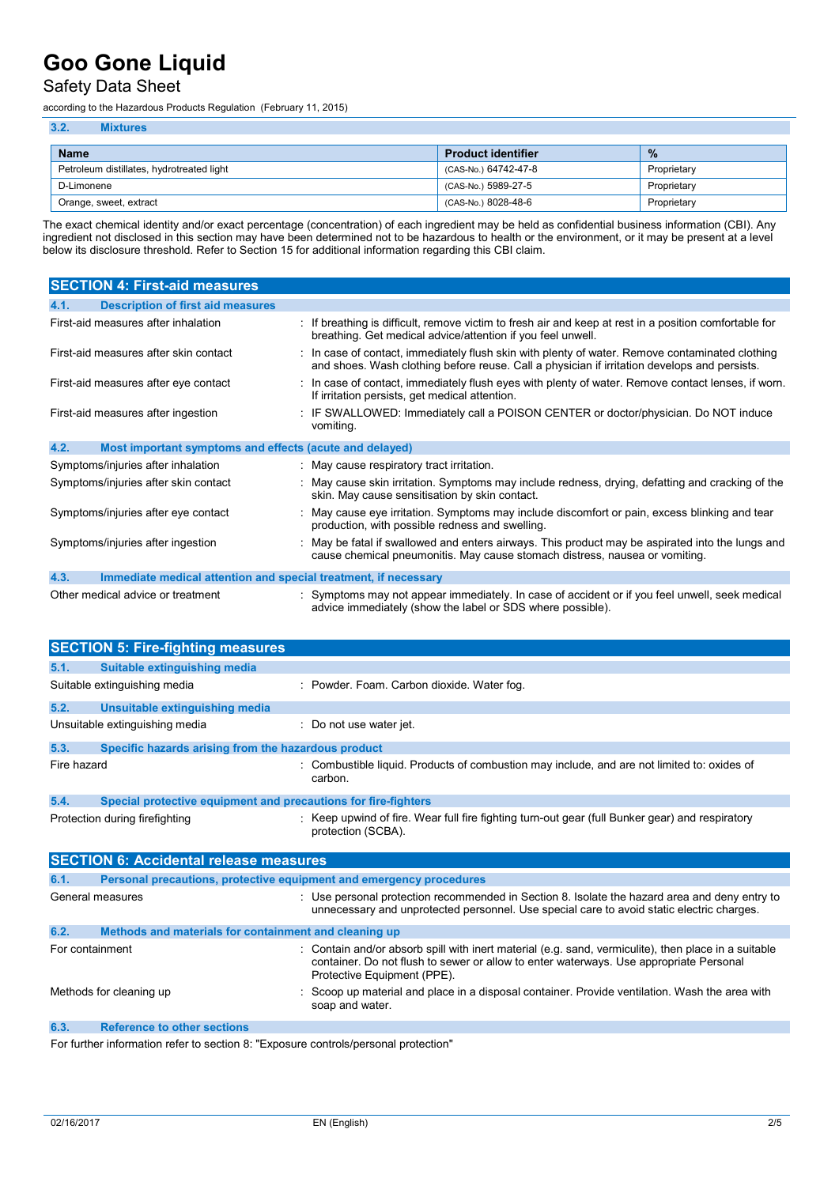### 3.2. Mixtures

| Name | Product identifier | % |
|---|---|---|
| Petroleum distillates, hydrotreated light | (CAS-No.) 64742-47-8 | Proprietary |
| D-Limonene | (CAS-No.) 5989-27-5 | Proprietary |
| Orange, sweet, extract | (CAS-No.) 8028-48-6 | Proprietary |

The exact chemical identity and/or exact percentage (concentration) of each ingredient may be held as confidential business information (CBI). Any ingredient not disclosed in this section may have been determined not to be hazardous to health or the environment, or it may be present at a level below its disclosure threshold. Refer to Section 15 for additional information regarding this CBI claim.

## SECTION 4: First-aid measures

### 4.1. Description of first aid measures

First-aid measures after inhalation : If breathing is difficult, remove victim to fresh air and keep at rest in a position comfortable for breathing. Get medical advice/attention if you feel unwell.

First-aid measures after skin contact : In case of contact, immediately flush skin with plenty of water. Remove contaminated clothing and shoes. Wash clothing before reuse. Call a physician if irritation develops and persists.

First-aid measures after eye contact : In case of contact, immediately flush eyes with plenty of water. Remove contact lenses, if worn. If irritation persists, get medical attention.

First-aid measures after ingestion : IF SWALLOWED: Immediately call a POISON CENTER or doctor/physician. Do NOT induce vomiting.

### 4.2. Most important symptoms and effects (acute and delayed)

Symptoms/injuries after inhalation : May cause respiratory tract irritation.

Symptoms/injuries after skin contact : May cause skin irritation. Symptoms may include redness, drying, defatting and cracking of the skin. May cause sensitisation by skin contact.

Symptoms/injuries after eye contact : May cause eye irritation. Symptoms may include discomfort or pain, excess blinking and tear production, with possible redness and swelling.

Symptoms/injuries after ingestion : May be fatal if swallowed and enters airways. This product may be aspirated into the lungs and cause chemical pneumonitis. May cause stomach distress, nausea or vomiting.

### 4.3. Immediate medical attention and special treatment, if necessary

Other medical advice or treatment : Symptoms may not appear immediately. In case of accident or if you feel unwell, seek medical advice immediately (show the label or SDS where possible).

## SECTION 5: Fire-fighting measures

### 5.1. Suitable extinguishing media

Suitable extinguishing media : Powder. Foam. Carbon dioxide. Water fog.

### 5.2. Unsuitable extinguishing media

Unsuitable extinguishing media : Do not use water jet.

### 5.3. Specific hazards arising from the hazardous product

Fire hazard : Combustible liquid. Products of combustion may include, and are not limited to: oxides of carbon.

### 5.4. Special protective equipment and precautions for fire-fighters

Protection during firefighting : Keep upwind of fire. Wear full fire fighting turn-out gear (full Bunker gear) and respiratory protection (SCBA).

## SECTION 6: Accidental release measures

### 6.1. Personal precautions, protective equipment and emergency procedures

General measures : Use personal protection recommended in Section 8. Isolate the hazard area and deny entry to unnecessary and unprotected personnel. Use special care to avoid static electric charges.

### 6.2. Methods and materials for containment and cleaning up

For containment : Contain and/or absorb spill with inert material (e.g. sand, vermiculite), then place in a suitable container. Do not flush to sewer or allow to enter waterways. Use appropriate Personal Protective Equipment (PPE).

Methods for cleaning up : Scoop up material and place in a disposal container. Provide ventilation. Wash the area with soap and water.

### 6.3. Reference to other sections

For further information refer to section 8: "Exposure controls/personal protection"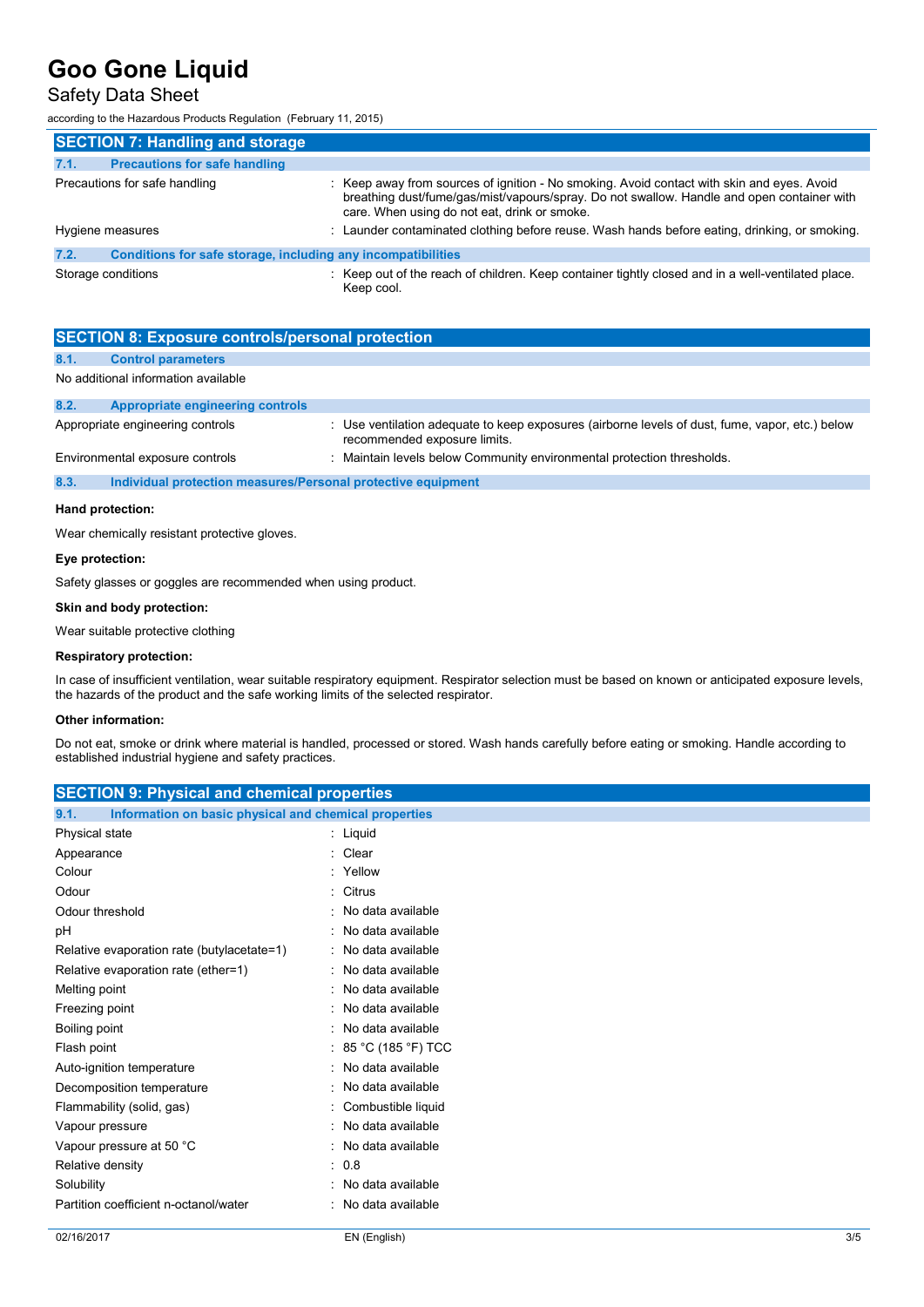## SECTION 7: Handling and storage

### 7.1. Precautions for safe handling

| | |
|---|---|
| Precautions for safe handling | : Keep away from sources of ignition - No smoking. Avoid contact with skin and eyes. Avoid breathing dust/fume/gas/mist/vapours/spray. Do not swallow. Handle and open container with care. When using do not eat, drink or smoke. |
| Hygiene measures | : Launder contaminated clothing before reuse. Wash hands before eating, drinking, or smoking. |

### 7.2. Conditions for safe storage, including any incompatibilities

| | |
|---|---|
| Storage conditions | : Keep out of the reach of children. Keep container tightly closed and in a well-ventilated place. Keep cool. |

## SECTION 8: Exposure controls/personal protection

### 8.1. Control parameters

No additional information available

### 8.2. Appropriate engineering controls

| | |
|---|---|
| Appropriate engineering controls | : Use ventilation adequate to keep exposures (airborne levels of dust, fume, vapor, etc.) below recommended exposure limits. |
| Environmental exposure controls | : Maintain levels below Community environmental protection thresholds. |

### 8.3. Individual protection measures/Personal protective equipment

**Hand protection:**

Wear chemically resistant protective gloves.

**Eye protection:**

Safety glasses or goggles are recommended when using product.

**Skin and body protection:**

Wear suitable protective clothing

**Respiratory protection:**

In case of insufficient ventilation, wear suitable respiratory equipment. Respirator selection must be based on known or anticipated exposure levels, the hazards of the product and the safe working limits of the selected respirator.

**Other information:**

Do not eat, smoke or drink where material is handled, processed or stored. Wash hands carefully before eating or smoking. Handle according to established industrial hygiene and safety practices.

## SECTION 9: Physical and chemical properties

### 9.1. Information on basic physical and chemical properties

| | |
|---|---|
| Physical state | : Liquid |
| Appearance | : Clear |
| Colour | : Yellow |
| Odour | : Citrus |
| Odour threshold | : No data available |
| pH | : No data available |
| Relative evaporation rate (butylacetate=1) | : No data available |
| Relative evaporation rate (ether=1) | : No data available |
| Melting point | : No data available |
| Freezing point | : No data available |
| Boiling point | : No data available |
| Flash point | : 85 °C (185 °F) TCC |
| Auto-ignition temperature | : No data available |
| Decomposition temperature | : No data available |
| Flammability (solid, gas) | : Combustible liquid |
| Vapour pressure | : No data available |
| Vapour pressure at 50 °C | : No data available |
| Relative density | : 0.8 |
| Solubility | : No data available |
| Partition coefficient n-octanol/water | : No data available |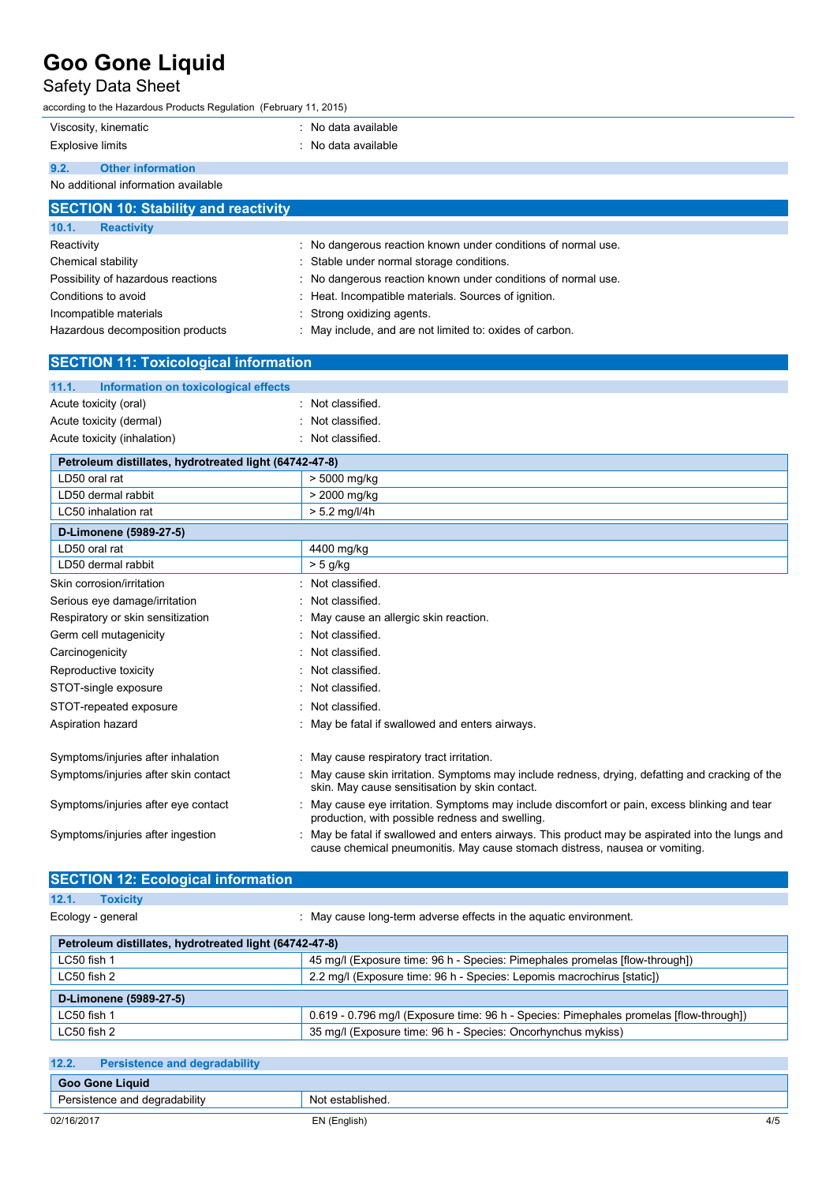| | |
|---|---|
| Viscosity, kinematic | : No data available |
| Explosive limits | : No data available |

### 9.2. Other information

No additional information available

## SECTION 10: Stability and reactivity

### 10.1. Reactivity

| | |
|---|---|
| Reactivity | : No dangerous reaction known under conditions of normal use. |
| Chemical stability | : Stable under normal storage conditions. |
| Possibility of hazardous reactions | : No dangerous reaction known under conditions of normal use. |
| Conditions to avoid | : Heat. Incompatible materials. Sources of ignition. |
| Incompatible materials | : Strong oxidizing agents. |
| Hazardous decomposition products | : May include, and are not limited to: oxides of carbon. |

## SECTION 11: Toxicological information

### 11.1. Information on toxicological effects

| | |
|---|---|
| Acute toxicity (oral) | : Not classified. |
| Acute toxicity (dermal) | : Not classified. |
| Acute toxicity (inhalation) | : Not classified. |

| Petroleum distillates, hydrotreated light (64742-47-8) | |
|---|---|
| LD50 oral rat | > 5000 mg/kg |
| LD50 dermal rabbit | > 2000 mg/kg |
| LC50 inhalation rat | > 5.2 mg/l/4h |

| D-Limonene (5989-27-5) | |
|---|---|
| LD50 oral rat | 4400 mg/kg |
| LD50 dermal rabbit | > 5 g/kg |

| | |
|---|---|
| Skin corrosion/irritation | : Not classified. |
| Serious eye damage/irritation | : Not classified. |
| Respiratory or skin sensitization | : May cause an allergic skin reaction. |
| Germ cell mutagenicity | : Not classified. |
| Carcinogenicity | : Not classified. |
| Reproductive toxicity | : Not classified. |
| STOT-single exposure | : Not classified. |
| STOT-repeated exposure | : Not classified. |
| Aspiration hazard | : May be fatal if swallowed and enters airways. |
| Symptoms/injuries after inhalation | : May cause respiratory tract irritation. |
| Symptoms/injuries after skin contact | : May cause skin irritation. Symptoms may include redness, drying, defatting and cracking of the skin. May cause sensitisation by skin contact. |
| Symptoms/injuries after eye contact | : May cause eye irritation. Symptoms may include discomfort or pain, excess blinking and tear production, with possible redness and swelling. |
| Symptoms/injuries after ingestion | : May be fatal if swallowed and enters airways. This product may be aspirated into the lungs and cause chemical pneumonitis. May cause stomach distress, nausea or vomiting. |

## SECTION 12: Ecological information

### 12.1. Toxicity

| | |
|---|---|
| Ecology - general | : May cause long-term adverse effects in the aquatic environment. |

| Petroleum distillates, hydrotreated light (64742-47-8) | |
|---|---|
| LC50 fish 1 | 45 mg/l (Exposure time: 96 h - Species: Pimephales promelas [flow-through]) |
| LC50 fish 2 | 2.2 mg/l (Exposure time: 96 h - Species: Lepomis macrochirus [static]) |

| D-Limonene (5989-27-5) | |
|---|---|
| LC50 fish 1 | 0.619 - 0.796 mg/l (Exposure time: 96 h - Species: Pimephales promelas [flow-through]) |
| LC50 fish 2 | 35 mg/l (Exposure time: 96 h - Species: Oncorhynchus mykiss) |

### 12.2. Persistence and degradability

| Goo Gone Liquid | |
|---|---|
| Persistence and degradability | Not established. |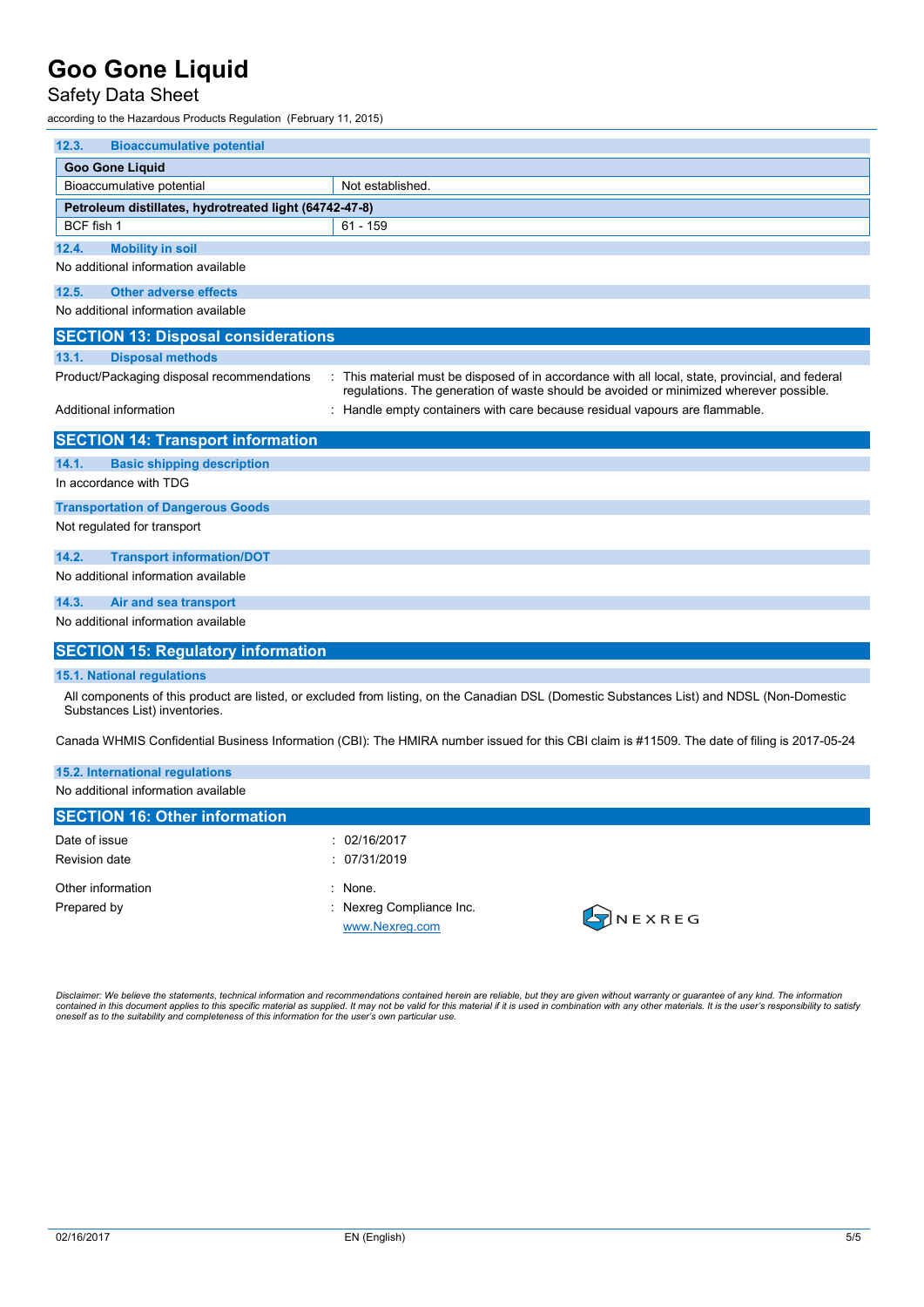### 12.3. Bioaccumulative potential

| Goo Gone Liquid | |
|---|---|
| Bioaccumulative potential | Not established. |
| **Petroleum distillates, hydrotreated light (64742-47-8)** | |
| BCF fish 1 | 61 - 159 |

### 12.4. Mobility in soil

No additional information available

### 12.5. Other adverse effects

No additional information available

## SECTION 13: Disposal considerations

### 13.1. Disposal methods

| | |
|---|---|
| Product/Packaging disposal recommendations | : This material must be disposed of in accordance with all local, state, provincial, and federal regulations. The generation of waste should be avoided or minimized wherever possible. |
| Additional information | : Handle empty containers with care because residual vapours are flammable. |

## SECTION 14: Transport information

### 14.1. Basic shipping description

In accordance with TDG

### Transportation of Dangerous Goods

Not regulated for transport

### 14.2. Transport information/DOT

No additional information available

### 14.3. Air and sea transport

No additional information available

## SECTION 15: Regulatory information

### 15.1. National regulations

All components of this product are listed, or excluded from listing, on the Canadian DSL (Domestic Substances List) and NDSL (Non-Domestic Substances List) inventories.

Canada WHMIS Confidential Business Information (CBI): The HMIRA number issued for this CBI claim is #11509. The date of filing is 2017-05-24

### 15.2. International regulations

No additional information available

## SECTION 16: Other information

| | |
|---|---|
| Date of issue | : 02/16/2017 |
| Revision date | : 07/31/2019 |
| Other information | : None. |
| Prepared by | : Nexreg Compliance Inc. www.Nexreg.com |

NEXREG

*Disclaimer: We believe the statements, technical information and recommendations contained herein are reliable, but they are given without warranty or guarantee of any kind. The information contained in this document applies to this specific material as supplied. It may not be valid for this material if it is used in combination with any other materials. It is the user's responsibility to satisfy oneself as to the suitability and completeness of this information for the user's own particular use.*